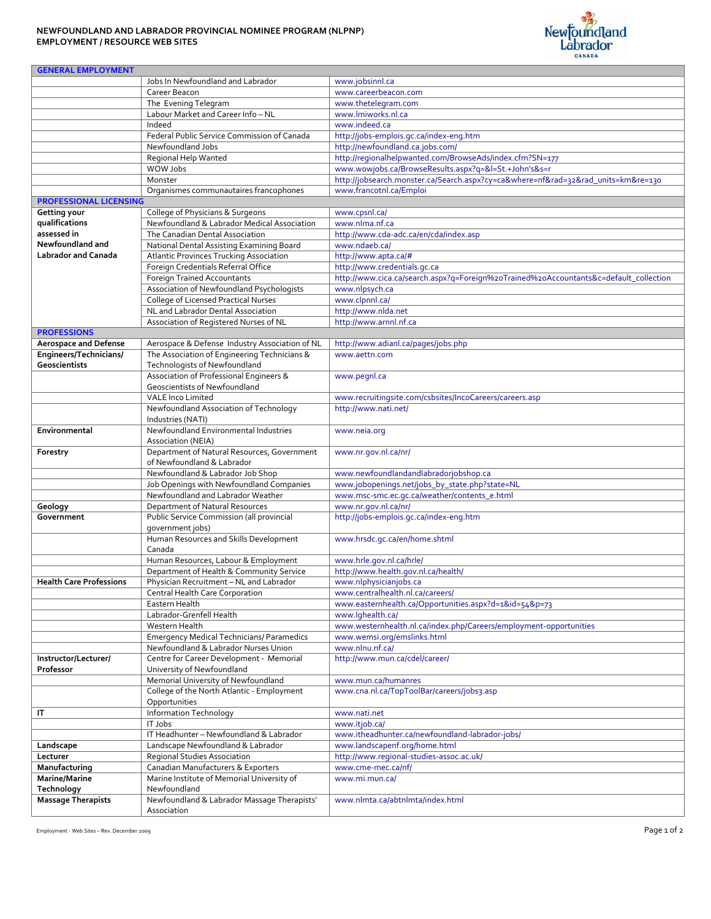# NEWFOUNDLAND AND LABRADOR PROVINCIAL NOMINEE PROGRAM (NLPNP)
## EMPLOYMENT / RESOURCE WEB SITES

| | | |
|---|---|---|
| **GENERAL EMPLOYMENT** | | |
| | Jobs In Newfoundland and Labrador | www.jobsinnl.ca |
| | Career Beacon | www.careerbeacon.com |
| | The Evening Telegram | www.thetelegram.com |
| | Labour Market and Career Info – NL | www.lmiworks.nl.ca |
| | Indeed | www.indeed.ca |
| | Federal Public Service Commission of Canada | http://jobs-emplois.gc.ca/index-eng.htm |
| | Newfoundland Jobs | http://newfoundland.ca.jobs.com/ |
| | Regional Help Wanted | http://regionalhelpwanted.com/BrowseAds/index.cfm?SN=177 |
| | WOW Jobs | www.wowjobs.ca/BrowseResults.aspx?q=&l=St.+John's&s=r |
| | Monster | http://jobsearch.monster.ca/Search.aspx?cy=ca&where=nf&rad=32&rad_units=km&re=130 |
| | Organismes communautaires francophones | www.francotnl.ca/Emploi |
| **PROFESSIONAL LICENSING** | | |
| **Getting your qualifications assessed in Newfoundland and Labrador and Canada** | College of Physicians & Surgeons | www.cpsnl.ca/ |
| | Newfoundland & Labrador Medical Association | www.nlma.nf.ca |
| | The Canadian Dental Association | http://www.cda-adc.ca/en/cda/index.asp |
| | National Dental Assisting Examining Board | www.ndaeb.ca/ |
| | Atlantic Provinces Trucking Association | http://www.apta.ca/# |
| | Foreign Credentials Referral Office | http://www.credentials.gc.ca |
| | Foreign Trained Accountants | http://www.cica.ca/search.aspx?q=Foreign%20Trained%20Accountants&c=default_collection |
| | Association of Newfoundland Psychologists | www.nlpsych.ca |
| | College of Licensed Practical Nurses | www.clpnnl.ca/ |
| | NL and Labrador Dental Association | http://www.nlda.net |
| | Association of Registered Nurses of NL | http://www.arnnl.nf.ca |
| **PROFESSIONS** | | |
| **Aerospace and Defense** | Aerospace & Defense Industry Association of NL | http://www.adianl.ca/pages/jobs.php |
| **Engineers/Technicians/ Geoscientists** | The Association of Engineering Technicians & Technologists of Newfoundland | www.aettn.com |
| | Association of Professional Engineers & Geoscientists of Newfoundland | www.pegnl.ca |
| | VALE Inco Limited | www.recruitingsite.com/csbsites/IncoCareers/careers.asp |
| | Newfoundland Association of Technology Industries (NATI) | http://www.nati.net/ |
| **Environmental** | Newfoundland Environmental Industries Association (NEIA) | www.neia.org |
| **Forestry** | Department of Natural Resources, Government of Newfoundland & Labrador | www.nr.gov.nl.ca/nr/ |
| | Newfoundland & Labrador Job Shop | www.newfoundlandandlabradorjobshop.ca |
| | Job Openings with Newfoundland Companies | www.jobopenings.net/jobs_by_state.php?state=NL |
| | Newfoundland and Labrador Weather | www.msc-smc.ec.gc.ca/weather/contents_e.html |
| **Geology** | Department of Natural Resources | www.nr.gov.nl.ca/nr/ |
| **Government** | Public Service Commission (all provincial government jobs) | http://jobs-emplois.gc.ca/index-eng.htm |
| | Human Resources and Skills Development Canada | www.hrsdc.gc.ca/en/home.shtml |
| | Human Resources, Labour & Employment | www.hrle.gov.nl.ca/hrle/ |
| | Department of Health & Community Service | http://www.health.gov.nl.ca/health/ |
| **Health Care Professions** | Physician Recruitment – NL and Labrador | www.nlphysicianjobs.ca |
| | Central Health Care Corporation | www.centralhealth.nl.ca/careers/ |
| | Eastern Health | www.easternhealth.ca/Opportunities.aspx?d=1&id=54&p=73 |
| | Labrador-Grenfell Health | www.lghealth.ca/ |
| | Western Health | www.westernhealth.nl.ca/index.php/Careers/employment-opportunities |
| | Emergency Medical Technicians/ Paramedics | www.wemsi.org/emslinks.html |
| | Newfoundland & Labrador Nurses Union | www.nlnu.nf.ca/ |
| **Instructor/Lecturer/ Professor** | Centre for Career Development - Memorial University of Newfoundland | http://www.mun.ca/cdel/career/ |
| | Memorial University of Newfoundland | www.mun.ca/humanres |
| | College of the North Atlantic - Employment Opportunities | www.cna.nl.ca/TopToolBar/careers/jobs3.asp |
| **IT** | Information Technology | www.nati.net |
| | IT Jobs | www.itjob.ca/ |
| | IT Headhunter – Newfoundland & Labrador | www.itheadhunter.ca/newfoundland-labrador-jobs/ |
| **Landscape** | Landscape Newfoundland & Labrador | www.landscapenf.org/home.html |
| **Lecturer** | Regional Studies Association | http://www.regional-studies-assoc.ac.uk/ |
| **Manufacturing** | Canadian Manufacturers & Exporters | www.cme-mec.ca/nf/ |
| **Marine/Marine Technology** | Marine Institute of Memorial University of Newfoundland | www.mi.mun.ca/ |
| **Massage Therapists** | Newfoundland & Labrador Massage Therapists' Association | www.nlmta.ca/abtnlmta/index.html |

Employment - Web Sites – Rev. December 2009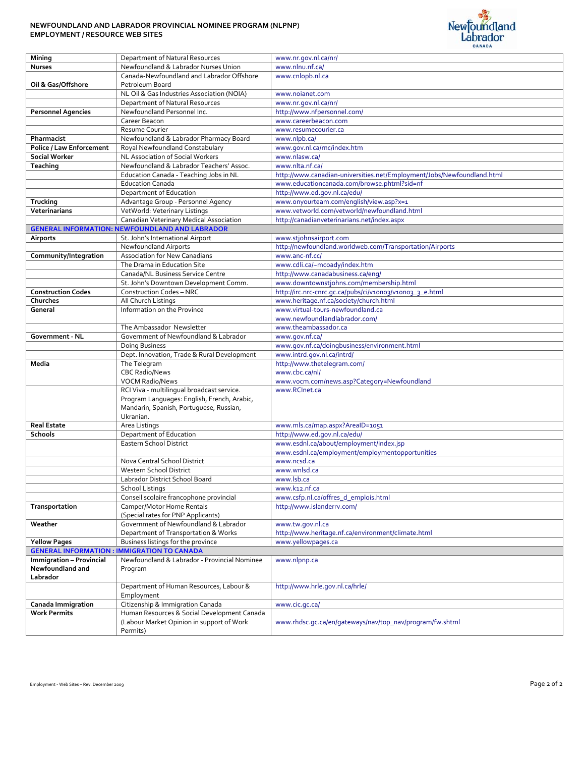**NEWFOUNDLAND AND LABRADOR PROVINCIAL NOMINEE PROGRAM (NLPNP)**
**EMPLOYMENT / RESOURCE WEB SITES**

| | | |
|---|---|---|
| **Mining** | Department of Natural Resources | www.nr.gov.nl.ca/nr/ |
| **Nurses** | Newfoundland & Labrador Nurses Union | www.nlnu.nf.ca/ |
| **Oil & Gas/Offshore** | Canada-Newfoundland and Labrador Offshore Petroleum Board | www.cnlopb.nl.ca |
| | NL Oil & Gas Industries Association (NOIA) | www.noianet.com |
| | Department of Natural Resources | www.nr.gov.nl.ca/nr/ |
| **Personnel Agencies** | Newfoundland Personnel Inc. | http://www.nfpersonnel.com/ |
| | Career Beacon | www.careerbeacon.com |
| | Resume Courier | www.resumecourier.ca |
| **Pharmacist** | Newfoundland & Labrador Pharmacy Board | www.nlpb.ca/ |
| **Police / Law Enforcement** | Royal Newfoundland Constabulary | www.gov.nl.ca/rnc/index.htm |
| **Social Worker** | NL Association of Social Workers | www.nlasw.ca/ |
| **Teaching** | Newfoundland & Labrador Teachers' Assoc. | www.nlta.nf.ca/ |
| | Education Canada - Teaching Jobs in NL | http://www.canadian-universities.net/Employment/Jobs/Newfoundland.html |
| | Education Canada | www.educationcanada.com/browse.phtml?sid=nf |
| | Department of Education | http://www.ed.gov.nl.ca/edu/ |
| **Trucking** | Advantage Group - Personnel Agency | www.onyourteam.com/english/view.asp?x=1 |
| **Veterinarians** | VetWorld: Veterinary Listings | www.vetworld.com/vetworld/newfoundland.html |
| | Canadian Veterinary Medical Association | http://canadianveterinarians.net/index.aspx |
| **GENERAL INFORMATION: NEWFOUNDLAND AND LABRADOR** | | |
| **Airports** | St. John's International Airport | www.stjohnsairport.com |
| | Newfoundland Airports | http://newfoundland.worldweb.com/Transportation/Airports |
| **Community/Integration** | Association for New Canadians | www.anc-nf.cc/ |
| | The Drama in Education Site | www.cdli.ca/~mcoady/index.htm |
| | Canada/NL Business Service Centre | http://www.canadabusiness.ca/eng/ |
| | St. John's Downtown Development Comm. | www.downtownstjohns.com/membership.html |
| **Construction Codes** | Construction Codes – NRC | http://irc.nrc-cnrc.gc.ca/pubs/ci/v10no3/v10no3_3_e.html |
| **Churches** | All Church Listings | www.heritage.nf.ca/society/church.html |
| **General** | Information on the Province | www.virtual-tours-newfoundland.ca<br>www.newfoundlandlabrador.com/ |
| | The Ambassador Newsletter | www.theambassador.ca |
| **Government - NL** | Government of Newfoundland & Labrador | www.gov.nl.ca/ |
| | Doing Business | www.gov.nf.ca/doingbusiness/environment.html |
| | Dept. Innovation, Trade & Rural Development | www.intrd.gov.nl.ca/intrd/ |
| **Media** | The Telegram<br>CBC Radio/News<br>VOCM Radio/News | http://www.thetelegram.com/<br>www.cbc.ca/nl/<br>www.vocm.com/news.asp?Category=Newfoundland |
| | RCI Viva - multilingual broadcast service. Program Languages: English, French, Arabic, Mandarin, Spanish, Portuguese, Russian, Ukranian. | www.RCInet.ca |
| **Real Estate** | Area Listings | www.mls.ca/map.aspx?AreaID=1051 |
| **Schools** | Department of Education | http://www.ed.gov.nl.ca/edu/ |
| | Eastern School District | www.esdnl.ca/about/employment/index.jsp<br>www.esdnl.ca/employment/employmentopportunities |
| | Nova Central School District | www.ncsd.ca |
| | Western School District | www.wnlsd.ca |
| | Labrador District School Board | www.lsb.ca |
| | School Listings | www.k12.nf.ca |
| | Conseil scolaire francophone provincial | www.csfp.nl.ca/offres_d_emplois.html |
| **Transportation** | Camper/Motor Home Rentals (Special rates for PNP Applicants) | http://www.islanderrv.com/ |
| **Weather** | Government of Newfoundland & Labrador<br>Department of Transportation & Works | www.tw.gov.nl.ca<br>http://www.heritage.nf.ca/environment/climate.html |
| **Yellow Pages** | Business listings for the province | www.yellowpages.ca |
| **GENERAL INFORMATION : IMMIGRATION TO CANADA** | | |
| **Immigration – Provincial Newfoundland and Labrador** | Newfoundland & Labrador - Provincial Nominee Program | www.nlpnp.ca |
| | Department of Human Resources, Labour & Employment | http://www.hrle.gov.nl.ca/hrle/ |
| **Canada Immigration** | Citizenship & Immigration Canada | www.cic.gc.ca/ |
| **Work Permits** | Human Resources & Social Development Canada (Labour Market Opinion in support of Work Permits) | www.rhdsc.gc.ca/en/gateways/nav/top_nav/program/fw.shtml |

Employment - Web Sites – Rev. December 2009